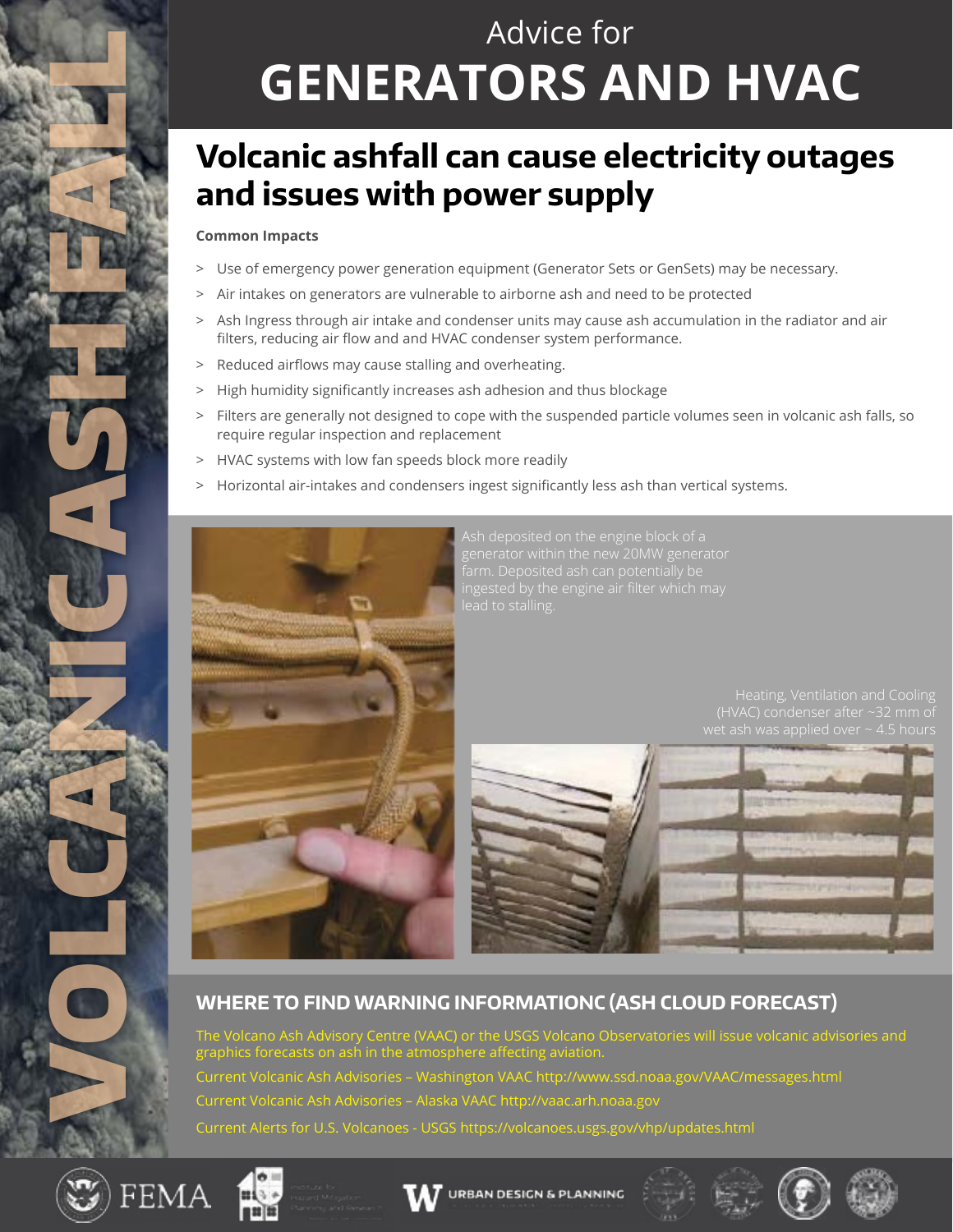# VOLCANIC ASHFALL

Advice for

# GENERATORS AND HVAC

## Volcanic ashfall can cause electricity outages and issues with power supply

**Common Impacts**

- Use of emergency power generation equipment (Generator Sets or GenSets) may be necessary.
- Air intakes on generators are vulnerable to airborne ash and need to be protected
- Ash Ingress through air intake and condenser units may cause ash accumulation in the radiator and air filters, reducing air flow and and HVAC condenser system performance.
- Reduced airflows may cause stalling and overheating.
- High humidity significantly increases ash adhesion and thus blockage
- Filters are generally not designed to cope with the suspended particle volumes seen in volcanic ash falls, so require regular inspection and replacement
- HVAC systems with low fan speeds block more readily
- Horizontal air-intakes and condensers ingest significantly less ash than vertical systems.

Ash deposited on the engine block of a generator within the new 20MW generator farm. Deposited ash can potentially be ingested by the engine air filter which may lead to stalling.

Heating, Ventilation and Cooling (HVAC) condenser after ~32 mm of wet ash was applied over ~ 4.5 hours

## WHERE TO FIND WARNING INFORMATIONC (ASH CLOUD FORECAST)

The Volcano Ash Advisory Centre (VAAC) or the USGS Volcano Observatories will issue volcanic advisories and graphics forecasts on ash in the atmosphere affecting aviation.

Current Volcanic Ash Advisories – Washington VAAC http://www.ssd.noaa.gov/VAAC/messages.html

Current Volcanic Ash Advisories – Alaska VAAC http://vaac.arh.noaa.gov

Current Alerts for U.S. Volcanoes - USGS https://volcanoes.usgs.gov/vhp/updates.html

FEMA    URBAN DESIGN & PLANNING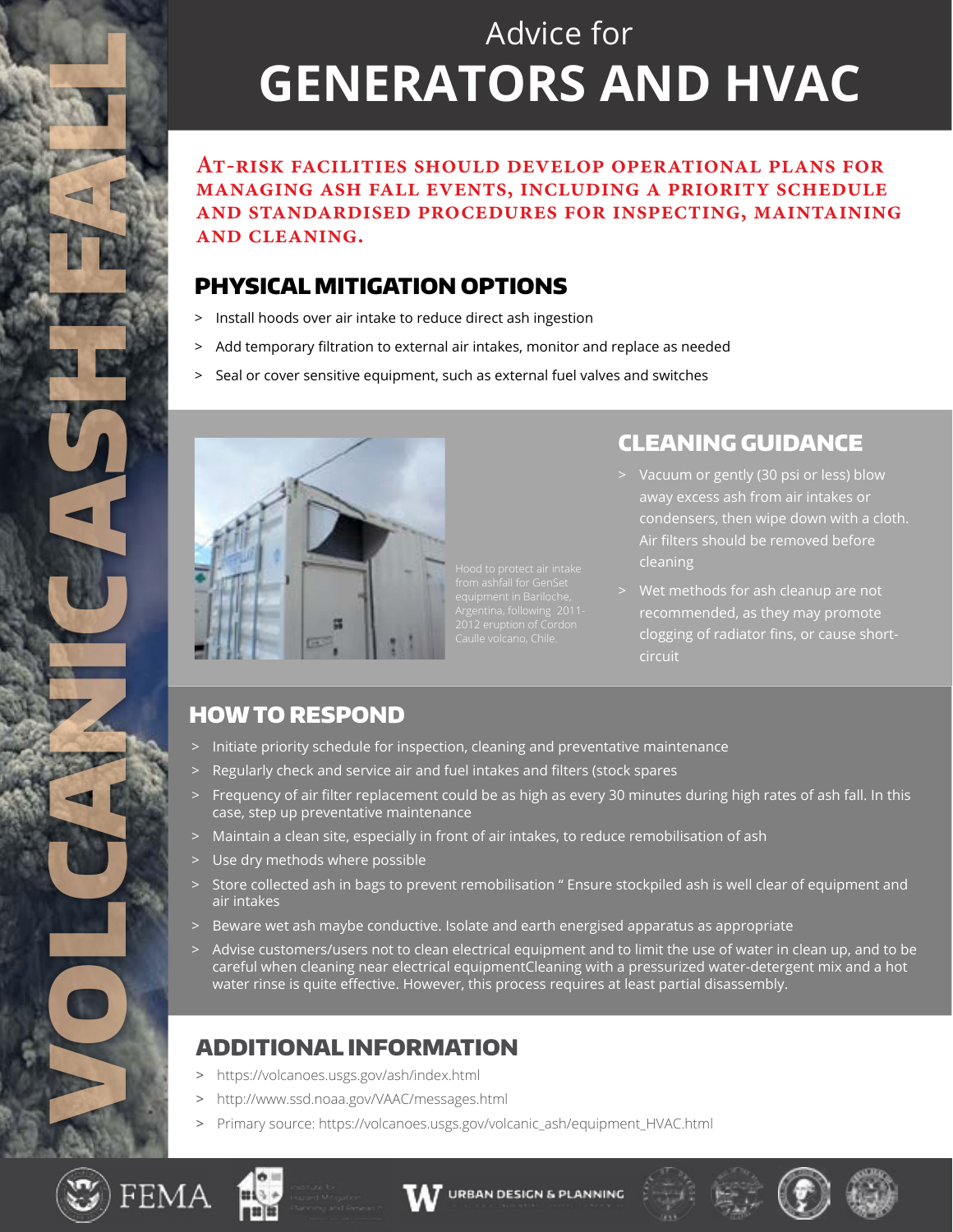# Advice for GENERATORS AND HVAC

**AT-RISK FACILITIES SHOULD DEVELOP OPERATIONAL PLANS FOR MANAGING ASH FALL EVENTS, INCLUDING A PRIORITY SCHEDULE AND STANDARDISED PROCEDURES FOR INSPECTING, MAINTAINING AND CLEANING.**

## PHYSICAL MITIGATION OPTIONS

- Install hoods over air intake to reduce direct ash ingestion
- Add temporary filtration to external air intakes, monitor and replace as needed
- Seal or cover sensitive equipment, such as external fuel valves and switches

Hood to protect air intake from ashfall for GenSet equipment in Bariloche, Argentina, following 2011-2012 eruption of Cordon Caulle volcano, Chile.

## CLEANING GUIDANCE

- Vacuum or gently (30 psi or less) blow away excess ash from air intakes or condensers, then wipe down with a cloth. Air filters should be removed before cleaning
- Wet methods for ash cleanup are not recommended, as they may promote clogging of radiator fins, or cause short-circuit

## HOW TO RESPOND

- Initiate priority schedule for inspection, cleaning and preventative maintenance
- Regularly check and service air and fuel intakes and filters (stock spares
- Frequency of air filter replacement could be as high as every 30 minutes during high rates of ash fall. In this case, step up preventative maintenance
- Maintain a clean site, especially in front of air intakes, to reduce remobilisation of ash
- Use dry methods where possible
- Store collected ash in bags to prevent remobilisation " Ensure stockpiled ash is well clear of equipment and air intakes
- Beware wet ash maybe conductive. Isolate and earth energised apparatus as appropriate
- Advise customers/users not to clean electrical equipment and to limit the use of water in clean up, and to be careful when cleaning near electrical equipmentCleaning with a pressurized water-detergent mix and a hot water rinse is quite effective. However, this process requires at least partial disassembly.

## ADDITIONAL INFORMATION

- https://volcanoes.usgs.gov/ash/index.html
- http://www.ssd.noaa.gov/VAAC/messages.html
- Primary source: https://volcanoes.usgs.gov/volcanic_ash/equipment_HVAC.html

VOLCANIC ASH FALL

FEMA

URBAN DESIGN & PLANNING